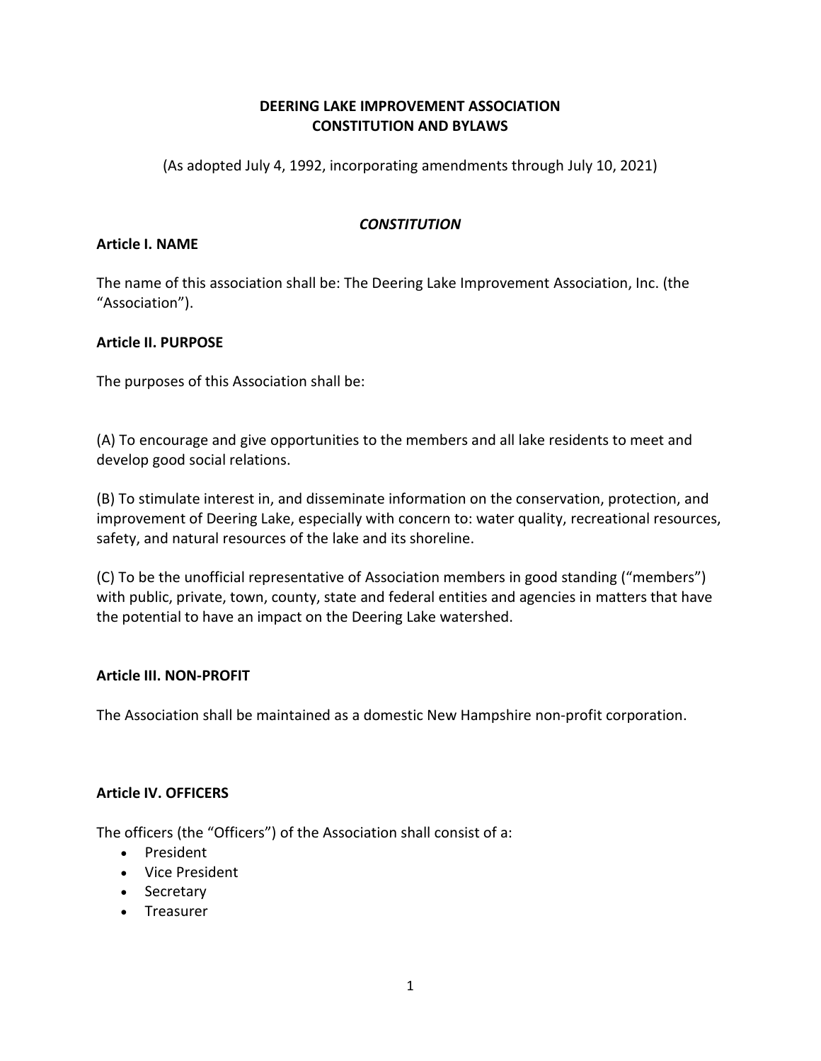# DEERING LAKE IMPROVEMENT ASSOCIATION
# CONSTITUTION AND BYLAWS

(As adopted July 4, 1992, incorporating amendments through July 10, 2021)

## *CONSTITUTION*

### Article I. NAME

The name of this association shall be: The Deering Lake Improvement Association, Inc. (the "Association").

### Article II. PURPOSE

The purposes of this Association shall be:

(A) To encourage and give opportunities to the members and all lake residents to meet and develop good social relations.

(B) To stimulate interest in, and disseminate information on the conservation, protection, and improvement of Deering Lake, especially with concern to: water quality, recreational resources, safety, and natural resources of the lake and its shoreline.

(C) To be the unofficial representative of Association members in good standing ("members") with public, private, town, county, state and federal entities and agencies in matters that have the potential to have an impact on the Deering Lake watershed.

### Article III. NON-PROFIT

The Association shall be maintained as a domestic New Hampshire non-profit corporation.

### Article IV. OFFICERS

The officers (the "Officers") of the Association shall consist of a:

- President
- Vice President
- Secretary
- Treasurer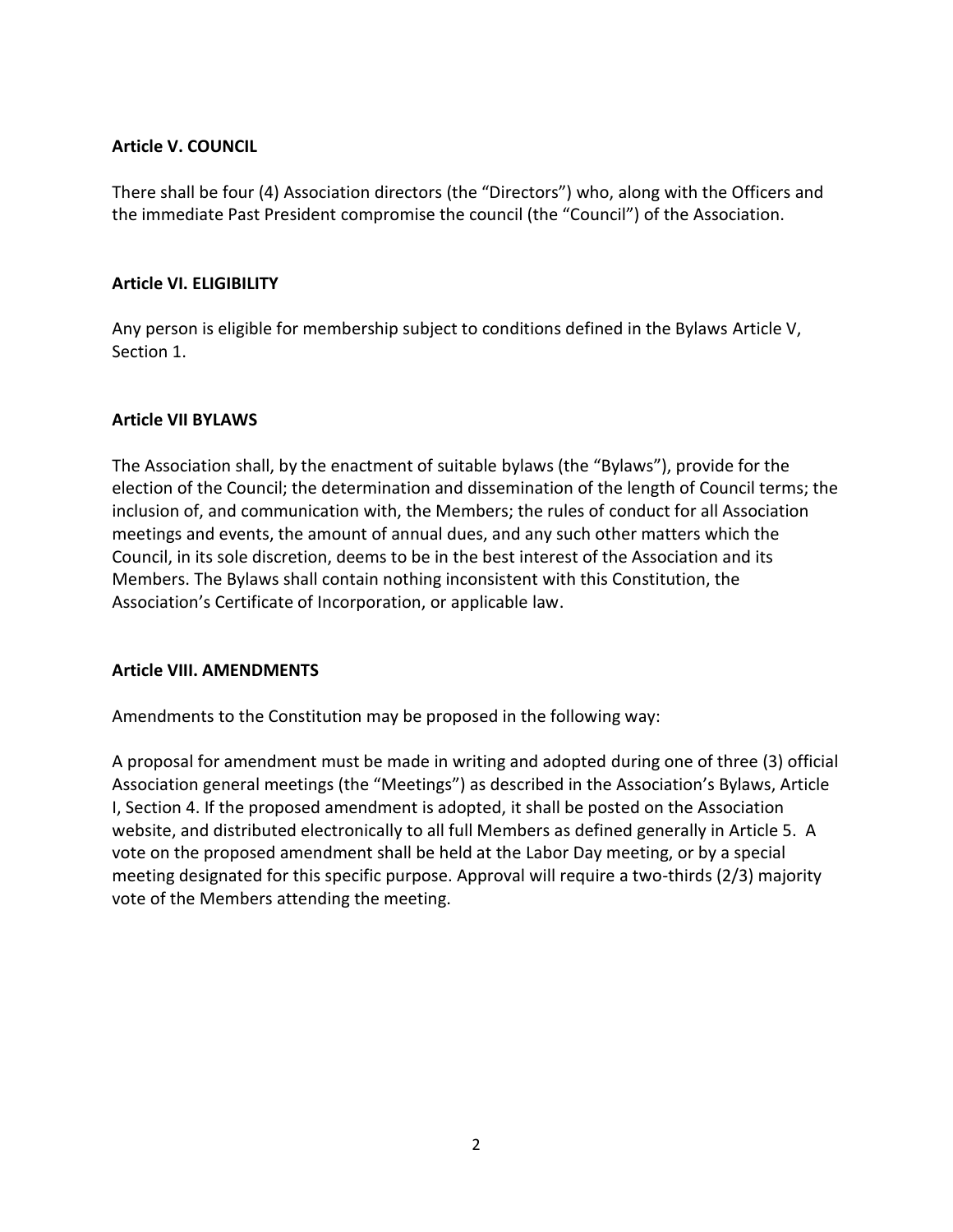**Article V. COUNCIL**

There shall be four (4) Association directors (the "Directors") who, along with the Officers and the immediate Past President compromise the council (the "Council") of the Association.

**Article VI. ELIGIBILITY**

Any person is eligible for membership subject to conditions defined in the Bylaws Article V, Section 1.

**Article VII BYLAWS**

The Association shall, by the enactment of suitable bylaws (the "Bylaws"), provide for the election of the Council; the determination and dissemination of the length of Council terms; the inclusion of, and communication with, the Members; the rules of conduct for all Association meetings and events, the amount of annual dues, and any such other matters which the Council, in its sole discretion, deems to be in the best interest of the Association and its Members. The Bylaws shall contain nothing inconsistent with this Constitution, the Association's Certificate of Incorporation, or applicable law.

**Article VIII. AMENDMENTS**

Amendments to the Constitution may be proposed in the following way:

A proposal for amendment must be made in writing and adopted during one of three (3) official Association general meetings (the "Meetings") as described in the Association's Bylaws, Article I, Section 4. If the proposed amendment is adopted, it shall be posted on the Association website, and distributed electronically to all full Members as defined generally in Article 5. A vote on the proposed amendment shall be held at the Labor Day meeting, or by a special meeting designated for this specific purpose. Approval will require a two-thirds (2/3) majority vote of the Members attending the meeting.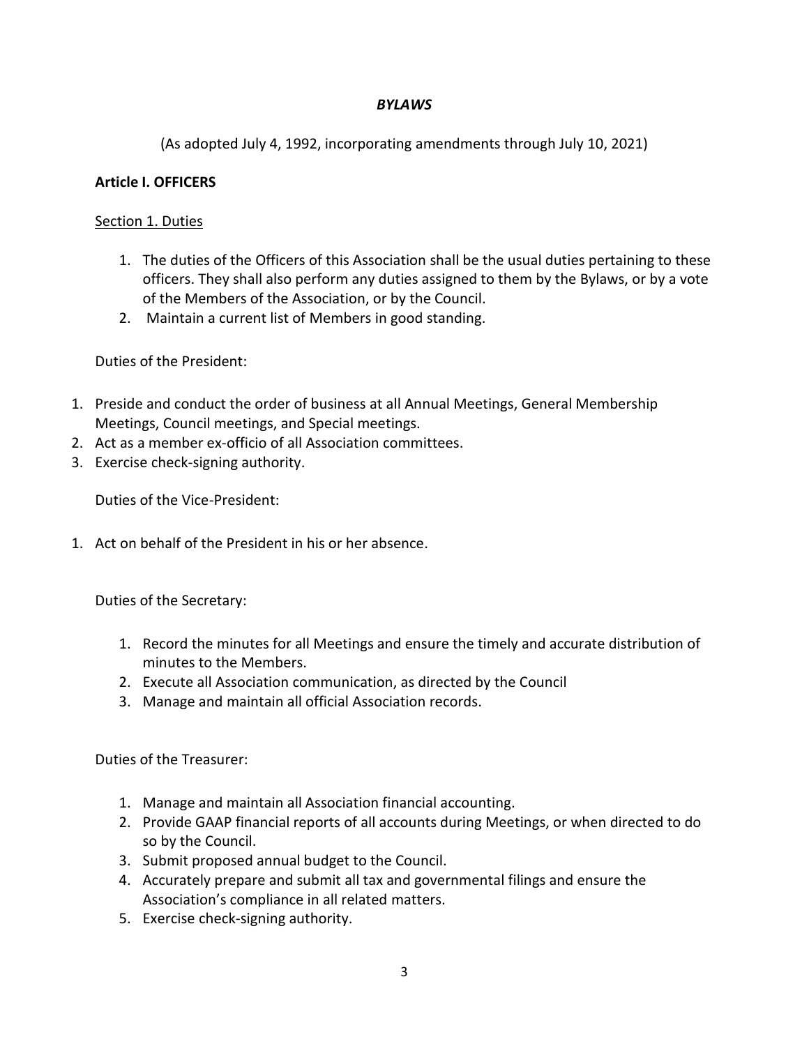***BYLAWS***

(As adopted July 4, 1992, incorporating amendments through July 10, 2021)

## Article I. OFFICERS

### Section 1. Duties

1. The duties of the Officers of this Association shall be the usual duties pertaining to these officers. They shall also perform any duties assigned to them by the Bylaws, or by a vote of the Members of the Association, or by the Council.
2. Maintain a current list of Members in good standing.

Duties of the President:

1. Preside and conduct the order of business at all Annual Meetings, General Membership Meetings, Council meetings, and Special meetings.
2. Act as a member ex-officio of all Association committees.
3. Exercise check-signing authority.

Duties of the Vice-President:

1. Act on behalf of the President in his or her absence.

Duties of the Secretary:

1. Record the minutes for all Meetings and ensure the timely and accurate distribution of minutes to the Members.
2. Execute all Association communication, as directed by the Council
3. Manage and maintain all official Association records.

Duties of the Treasurer:

1. Manage and maintain all Association financial accounting.
2. Provide GAAP financial reports of all accounts during Meetings, or when directed to do so by the Council.
3. Submit proposed annual budget to the Council.
4. Accurately prepare and submit all tax and governmental filings and ensure the Association's compliance in all related matters.
5. Exercise check-signing authority.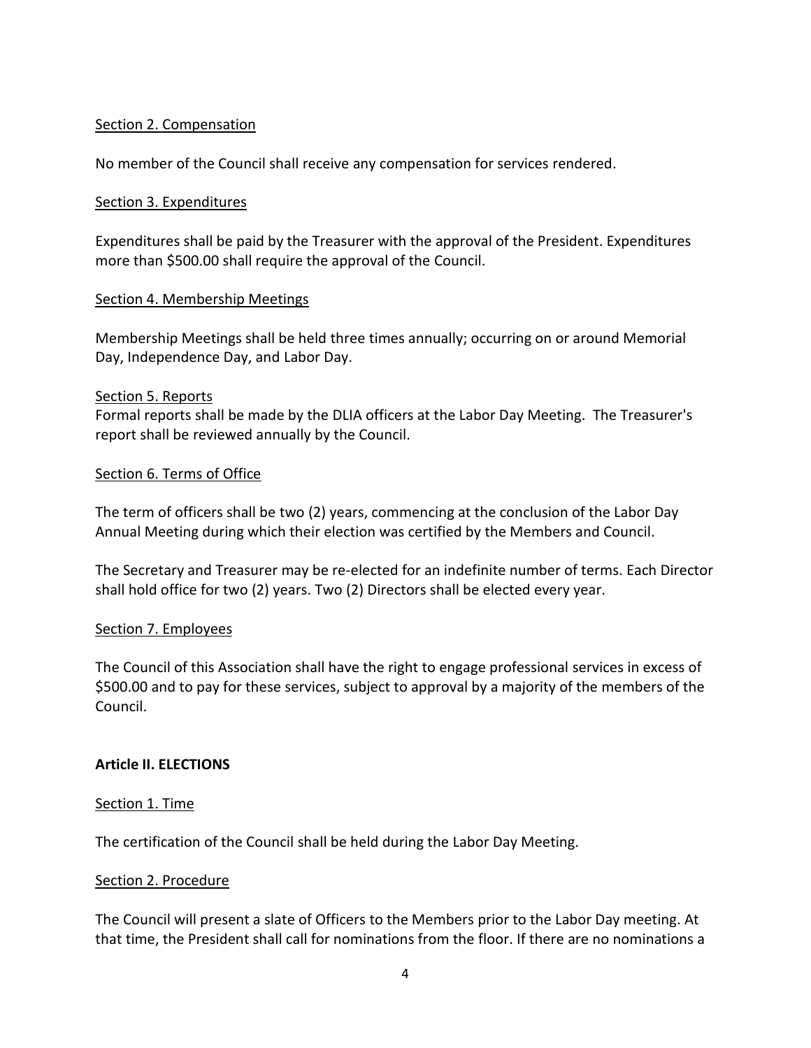Section 2. Compensation

No member of the Council shall receive any compensation for services rendered.

Section 3. Expenditures

Expenditures shall be paid by the Treasurer with the approval of the President. Expenditures more than $500.00 shall require the approval of the Council.

Section 4. Membership Meetings

Membership Meetings shall be held three times annually; occurring on or around Memorial Day, Independence Day, and Labor Day.

Section 5. Reports

Formal reports shall be made by the DLIA officers at the Labor Day Meeting. The Treasurer's report shall be reviewed annually by the Council.

Section 6. Terms of Office

The term of officers shall be two (2) years, commencing at the conclusion of the Labor Day Annual Meeting during which their election was certified by the Members and Council.

The Secretary and Treasurer may be re-elected for an indefinite number of terms. Each Director shall hold office for two (2) years. Two (2) Directors shall be elected every year.

Section 7. Employees

The Council of this Association shall have the right to engage professional services in excess of $500.00 and to pay for these services, subject to approval by a majority of the members of the Council.

## Article II. ELECTIONS

Section 1. Time

The certification of the Council shall be held during the Labor Day Meeting.

Section 2. Procedure

The Council will present a slate of Officers to the Members prior to the Labor Day meeting. At that time, the President shall call for nominations from the floor. If there are no nominations a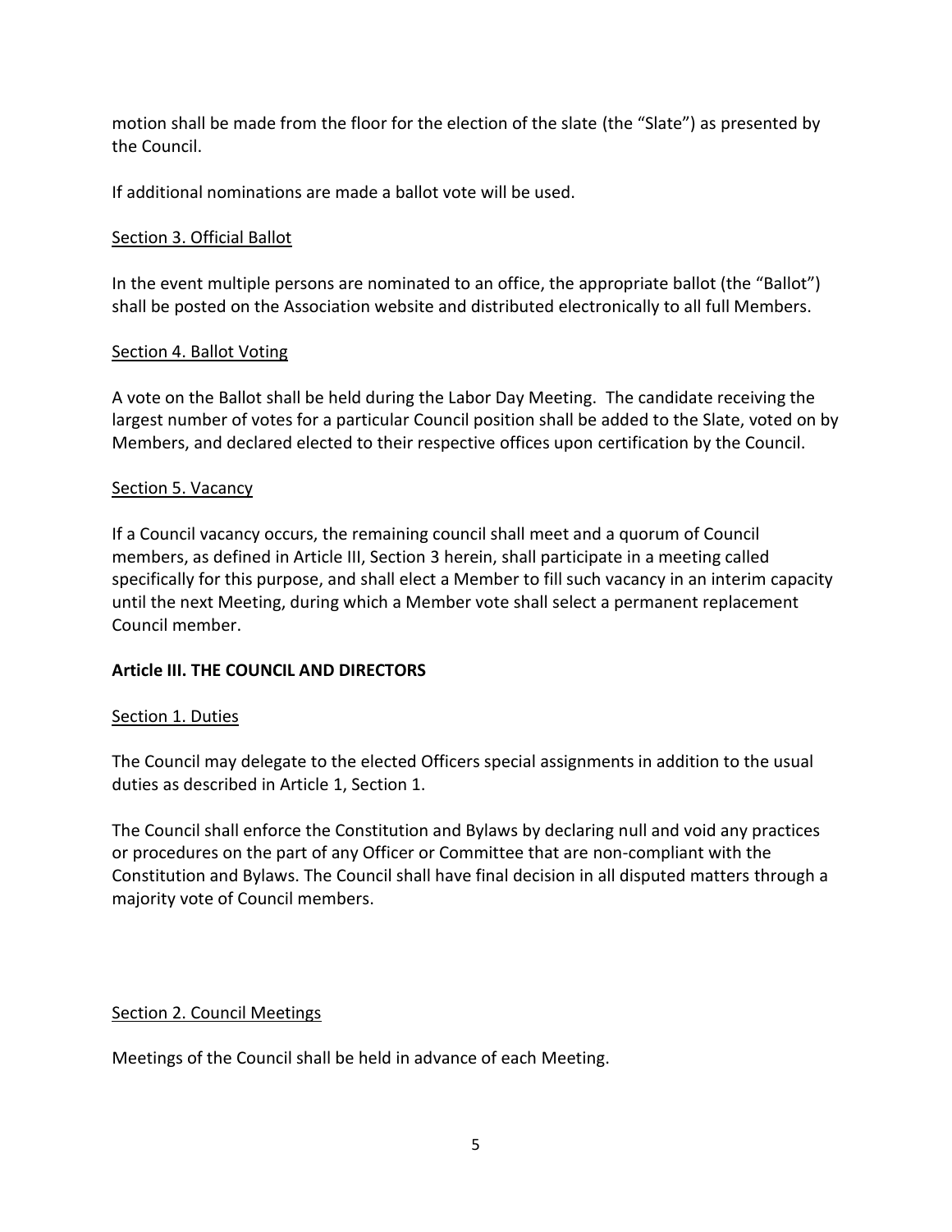motion shall be made from the floor for the election of the slate (the "Slate") as presented by the Council.

If additional nominations are made a ballot vote will be used.

<u>Section 3. Official Ballot</u>

In the event multiple persons are nominated to an office, the appropriate ballot (the "Ballot") shall be posted on the Association website and distributed electronically to all full Members.

<u>Section 4. Ballot Voting</u>

A vote on the Ballot shall be held during the Labor Day Meeting. The candidate receiving the largest number of votes for a particular Council position shall be added to the Slate, voted on by Members, and declared elected to their respective offices upon certification by the Council.

<u>Section 5. Vacancy</u>

If a Council vacancy occurs, the remaining council shall meet and a quorum of Council members, as defined in Article III, Section 3 herein, shall participate in a meeting called specifically for this purpose, and shall elect a Member to fill such vacancy in an interim capacity until the next Meeting, during which a Member vote shall select a permanent replacement Council member.

## **Article III. THE COUNCIL AND DIRECTORS**

<u>Section 1. Duties</u>

The Council may delegate to the elected Officers special assignments in addition to the usual duties as described in Article 1, Section 1.

The Council shall enforce the Constitution and Bylaws by declaring null and void any practices or procedures on the part of any Officer or Committee that are non-compliant with the Constitution and Bylaws. The Council shall have final decision in all disputed matters through a majority vote of Council members.

<u>Section 2. Council Meetings</u>

Meetings of the Council shall be held in advance of each Meeting.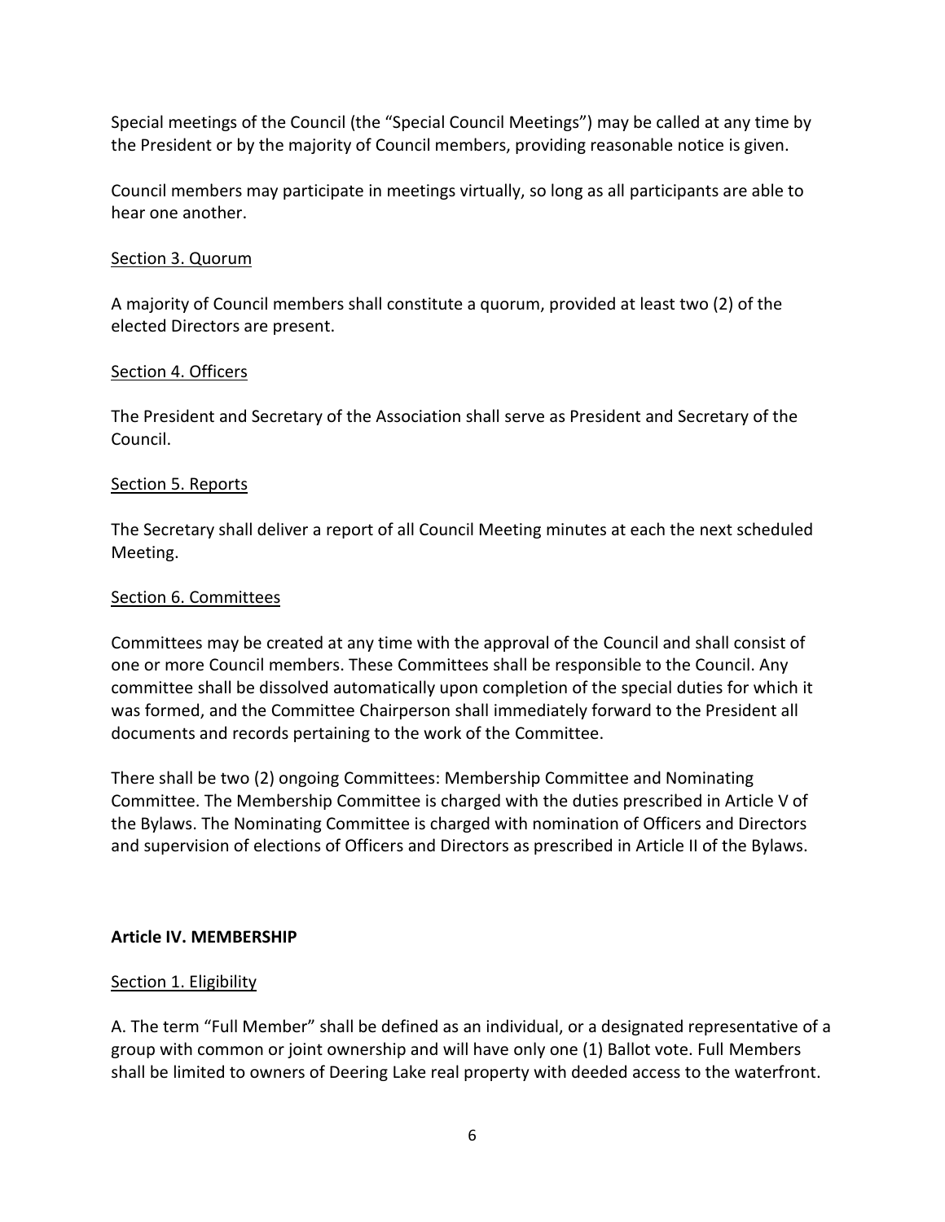Special meetings of the Council (the "Special Council Meetings") may be called at any time by the President or by the majority of Council members, providing reasonable notice is given.

Council members may participate in meetings virtually, so long as all participants are able to hear one another.

<u>Section 3. Quorum</u>

A majority of Council members shall constitute a quorum, provided at least two (2) of the elected Directors are present.

<u>Section 4. Officers</u>

The President and Secretary of the Association shall serve as President and Secretary of the Council.

<u>Section 5. Reports</u>

The Secretary shall deliver a report of all Council Meeting minutes at each the next scheduled Meeting.

<u>Section 6. Committees</u>

Committees may be created at any time with the approval of the Council and shall consist of one or more Council members. These Committees shall be responsible to the Council. Any committee shall be dissolved automatically upon completion of the special duties for which it was formed, and the Committee Chairperson shall immediately forward to the President all documents and records pertaining to the work of the Committee.

There shall be two (2) ongoing Committees: Membership Committee and Nominating Committee. The Membership Committee is charged with the duties prescribed in Article V of the Bylaws. The Nominating Committee is charged with nomination of Officers and Directors and supervision of elections of Officers and Directors as prescribed in Article II of the Bylaws.

**Article IV. MEMBERSHIP**

<u>Section 1. Eligibility</u>

A. The term "Full Member" shall be defined as an individual, or a designated representative of a group with common or joint ownership and will have only one (1) Ballot vote. Full Members shall be limited to owners of Deering Lake real property with deeded access to the waterfront.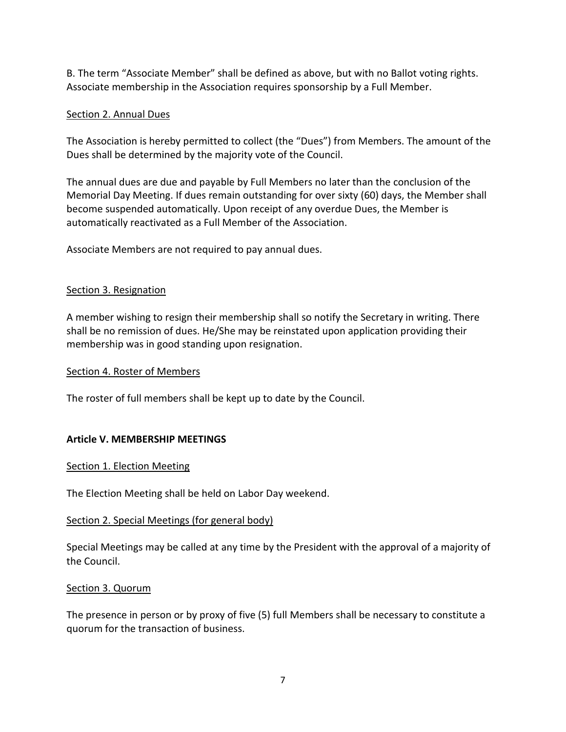B. The term "Associate Member" shall be defined as above, but with no Ballot voting rights. Associate membership in the Association requires sponsorship by a Full Member.

<u>Section 2. Annual Dues</u>

The Association is hereby permitted to collect (the "Dues") from Members. The amount of the Dues shall be determined by the majority vote of the Council.

The annual dues are due and payable by Full Members no later than the conclusion of the Memorial Day Meeting. If dues remain outstanding for over sixty (60) days, the Member shall become suspended automatically. Upon receipt of any overdue Dues, the Member is automatically reactivated as a Full Member of the Association.

Associate Members are not required to pay annual dues.

<u>Section 3. Resignation</u>

A member wishing to resign their membership shall so notify the Secretary in writing. There shall be no remission of dues. He/She may be reinstated upon application providing their membership was in good standing upon resignation.

<u>Section 4. Roster of Members</u>

The roster of full members shall be kept up to date by the Council.

## Article V. MEMBERSHIP MEETINGS

<u>Section 1. Election Meeting</u>

The Election Meeting shall be held on Labor Day weekend.

<u>Section 2. Special Meetings (for general body)</u>

Special Meetings may be called at any time by the President with the approval of a majority of the Council.

<u>Section 3. Quorum</u>

The presence in person or by proxy of five (5) full Members shall be necessary to constitute a quorum for the transaction of business.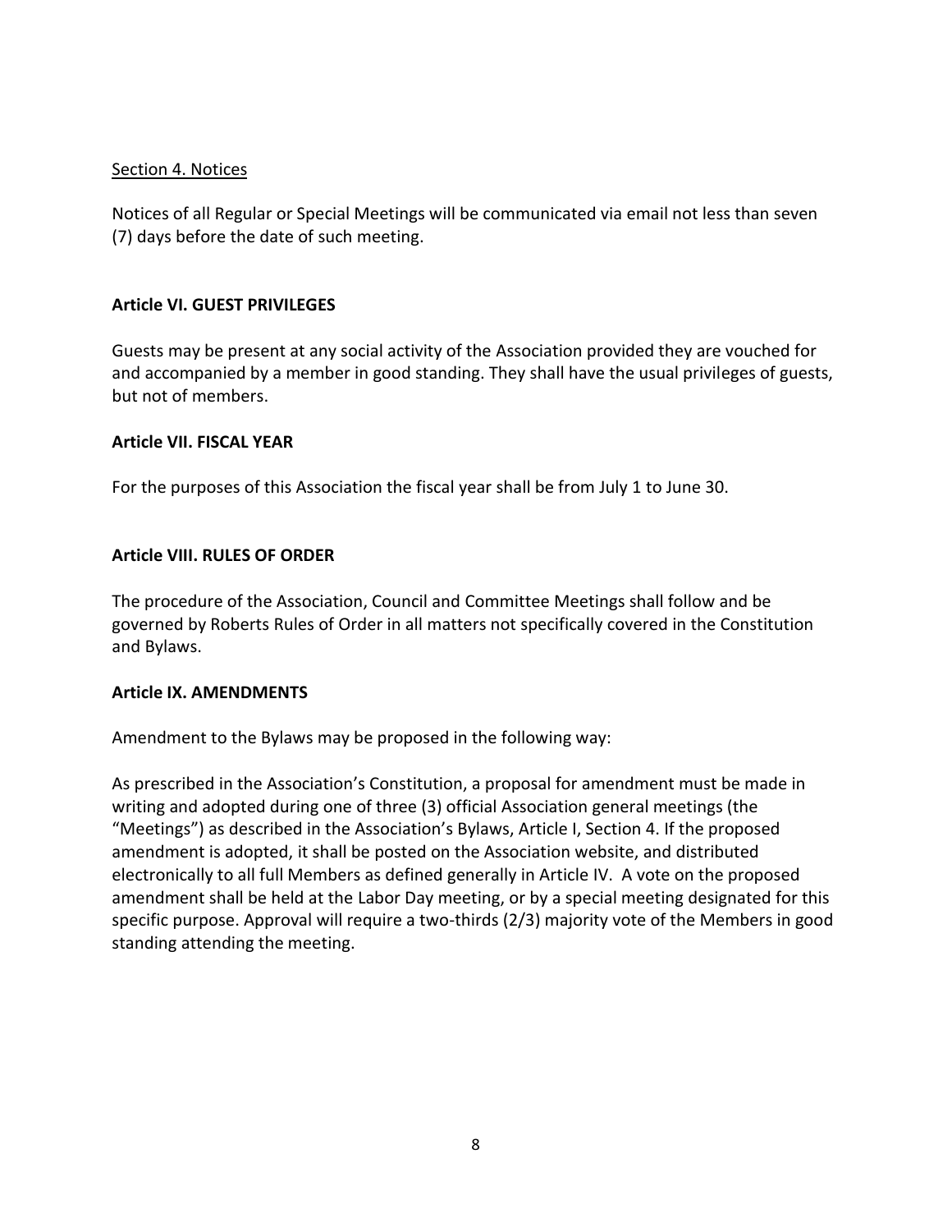Section 4. Notices

Notices of all Regular or Special Meetings will be communicated via email not less than seven (7) days before the date of such meeting.

## Article VI. GUEST PRIVILEGES

Guests may be present at any social activity of the Association provided they are vouched for and accompanied by a member in good standing. They shall have the usual privileges of guests, but not of members.

## Article VII. FISCAL YEAR

For the purposes of this Association the fiscal year shall be from July 1 to June 30.

## Article VIII. RULES OF ORDER

The procedure of the Association, Council and Committee Meetings shall follow and be governed by Roberts Rules of Order in all matters not specifically covered in the Constitution and Bylaws.

## Article IX. AMENDMENTS

Amendment to the Bylaws may be proposed in the following way:

As prescribed in the Association's Constitution, a proposal for amendment must be made in writing and adopted during one of three (3) official Association general meetings (the "Meetings") as described in the Association's Bylaws, Article I, Section 4. If the proposed amendment is adopted, it shall be posted on the Association website, and distributed electronically to all full Members as defined generally in Article IV. A vote on the proposed amendment shall be held at the Labor Day meeting, or by a special meeting designated for this specific purpose. Approval will require a two-thirds (2/3) majority vote of the Members in good standing attending the meeting.